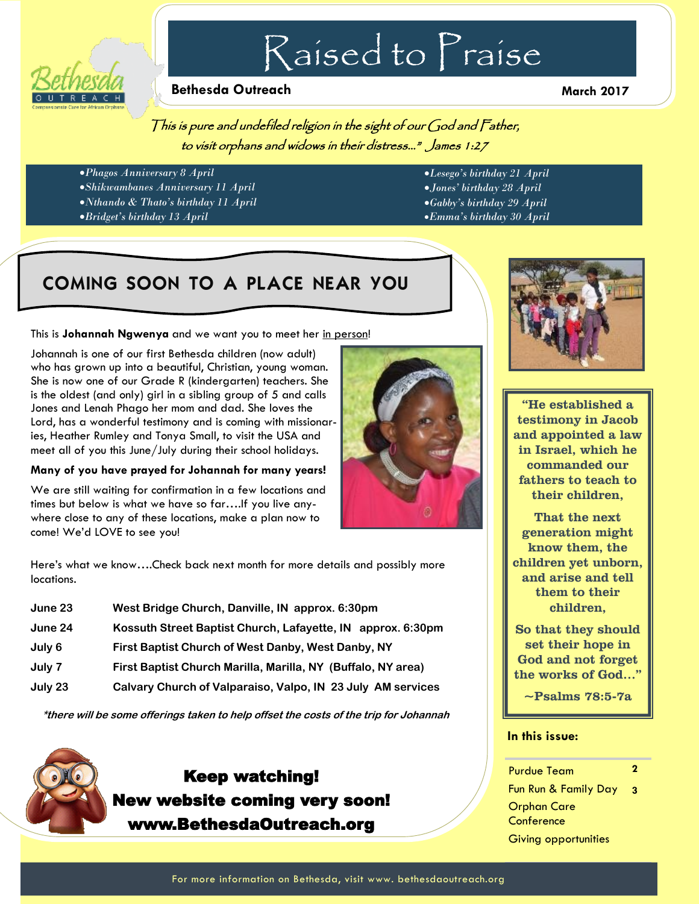# Raised to Praise

**Bethesda Outreach** **March 2017**

*This is pure and undefiled religion in the sight of our God and Father, to visit orphans and widows in their distress..." James 1:27*

- *Phagos Anniversary 8 April*
- *Shikwambanes Anniversary 11 April*
- *Nthando & Thato's birthday 11 April*
- *Bridget's birthday 13 April*
- *Lesego's birthday 21 April*
- *Jones' birthday 28 April*
- *Gabby's birthday 29 April*
- *Emma's birthday 30 April*

## COMING SOON TO A PLACE NEAR YOU

This is **Johannah Ngwenya** and we want you to meet her in person!

Johannah is one of our first Bethesda children (now adult) who has grown up into a beautiful, Christian, young woman. She is now one of our Grade R (kindergarten) teachers. She is the oldest (and only) girl in a sibling group of 5 and calls Jones and Lenah Phago her mom and dad. She loves the Lord, has a wonderful testimony and is coming with missionaries, Heather Rumley and Tonya Small, to visit the USA and meet all of you this June/July during their school holidays.

**Many of you have prayed for Johannah for many years!**

We are still waiting for confirmation in a few locations and times but below is what we have so far….If you live anywhere close to any of these locations, make a plan now to come! We'd LOVE to see you!

Here's what we know….Check back next month for more details and possibly more locations.

| | |
|---|---|
| **June 23** | **West Bridge Church, Danville, IN approx. 6:30pm** |
| **June 24** | **Kossuth Street Baptist Church, Lafayette, IN approx. 6:30pm** |
| **July 6** | **First Baptist Church of West Danby, West Danby, NY** |
| **July 7** | **First Baptist Church Marilla, Marilla, NY (Buffalo, NY area)** |
| **July 23** | **Calvary Church of Valparaiso, Valpo, IN 23 July AM services** |

***there will be some offerings taken to help offset the costs of the trip for Johannah***

**Keep watching!**
**New website coming very soon!**
**www.BethesdaOutreach.org**

**"He established a testimony in Jacob and appointed a law in Israel, which he commanded our fathers to teach to their children,**

**That the next generation might know them, the children yet unborn, and arise and tell them to their children,**

**So that they should set their hope in God and not forget the works of God…"**

**~Psalms 78:5-7a**

**In this issue:**

| | |
|---|---|
| Purdue Team | 2 |
| Fun Run & Family Day | 3 |
| Orphan Care Conference | |
| Giving opportunities | |

For more information on Bethesda, visit www. bethesdaoutreach.org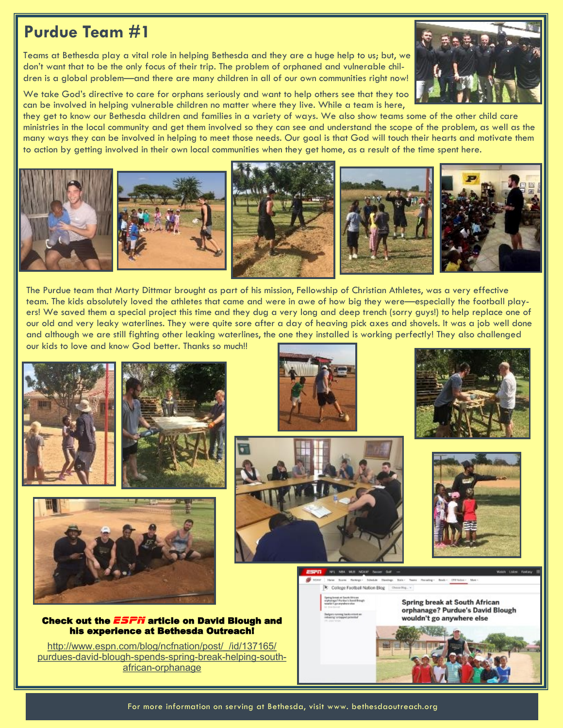## Purdue Team #1

Teams at Bethesda play a vital role in helping Bethesda and they are a huge help to us; but, we don't want that to be the only focus of their trip. The problem of orphaned and vulnerable children is a global problem—and there are many children in all of our own communities right now!

We take God's directive to care for orphans seriously and want to help others see that they too can be involved in helping vulnerable children no matter where they live. While a team is here, they get to know our Bethesda children and families in a variety of ways. We also show teams some of the other child care ministries in the local community and get them involved so they can see and understand the scope of the problem, as well as the many ways they can be involved in helping to meet those needs. Our goal is that God will touch their hearts and motivate them to action by getting involved in their own local communities when they get home, as a result of the time spent here.

The Purdue team that Marty Dittmar brought as part of his mission, Fellowship of Christian Athletes, was a very effective team. The kids absolutely loved the athletes that came and were in awe of how big they were—especially the football players! We saved them a special project this time and they dug a very long and deep trench (sorry guys!) to help replace one of our old and very leaky waterlines. They were quite sore after a day of heaving pick axes and shovels. It was a job well done and although we are still fighting other leaking waterlines, the one they installed is working perfectly! They also challenged our kids to love and know God better. Thanks so much!!

**Check out the *ESPN* article on David Blough and his experience at Bethesda Outreach!**

http://www.espn.com/blog/ncfnation/post/_/id/137165/purdues-david-blough-spends-spring-break-helping-south-african-orphanage

For more information on serving at Bethesda, visit www. bethesdaoutreach.org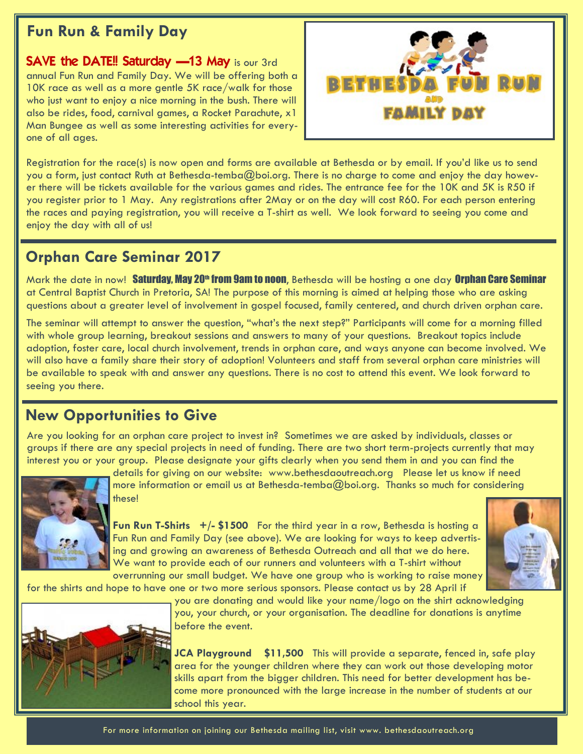## Fun Run & Family Day

**SAVE the DATE!! Saturday —13 May** is our 3rd annual Fun Run and Family Day. We will be offering both a 10K race as well as a more gentle 5K race/walk for those who just want to enjoy a nice morning in the bush. There will also be rides, food, carnival games, a Rocket Parachute, x1 Man Bungee as well as some interesting activities for everyone of all ages.

Registration for the race(s) is now open and forms are available at Bethesda or by email. If you'd like us to send you a form, just contact Ruth at Bethesda-temba@boi.org. There is no charge to come and enjoy the day however there will be tickets available for the various games and rides. The entrance fee for the 10K and 5K is R50 if you register prior to 1 May. Any registrations after 2May or on the day will cost R60. For each person entering the races and paying registration, you will receive a T-shirt as well. We look forward to seeing you come and enjoy the day with all of us!

## Orphan Care Seminar 2017

Mark the date in now! **Saturday, May 20th from 9am to noon**, Bethesda will be hosting a one day **Orphan Care Seminar** at Central Baptist Church in Pretoria, SA! The purpose of this morning is aimed at helping those who are asking questions about a greater level of involvement in gospel focused, family centered, and church driven orphan care.

The seminar will attempt to answer the question, "what's the next step?" Participants will come for a morning filled with whole group learning, breakout sessions and answers to many of your questions. Breakout topics include adoption, foster care, local church involvement, trends in orphan care, and ways anyone can become involved. We will also have a family share their story of adoption! Volunteers and staff from several orphan care ministries will be available to speak with and answer any questions. There is no cost to attend this event. We look forward to seeing you there.

## New Opportunities to Give

Are you looking for an orphan care project to invest in? Sometimes we are asked by individuals, classes or groups if there are any special projects in need of funding. There are two short term-projects currently that may interest you or your group. Please designate your gifts clearly when you send them in and you can find the details for giving on our website: www.bethesdaoutreach.org Please let us know if need more information or email us at Bethesda-temba@boi.org. Thanks so much for considering these!

**Fun Run T-Shirts +/- $1500** For the third year in a row, Bethesda is hosting a Fun Run and Family Day (see above). We are looking for ways to keep advertising and growing an awareness of Bethesda Outreach and all that we do here. We want to provide each of our runners and volunteers with a T-shirt without overrunning our small budget. We have one group who is working to raise money for the shirts and hope to have one or two more serious sponsors. Please contact us by 28 April if you are donating and would like your name/logo on the shirt acknowledging you, your church, or your organisation. The deadline for donations is anytime before the event.

**JCA Playground $11,500** This will provide a separate, fenced in, safe play area for the younger children where they can work out those developing motor skills apart from the bigger children. This need for better development has become more pronounced with the large increase in the number of students at our school this year.

For more information on joining our Bethesda mailing list, visit www. bethesdaoutreach.org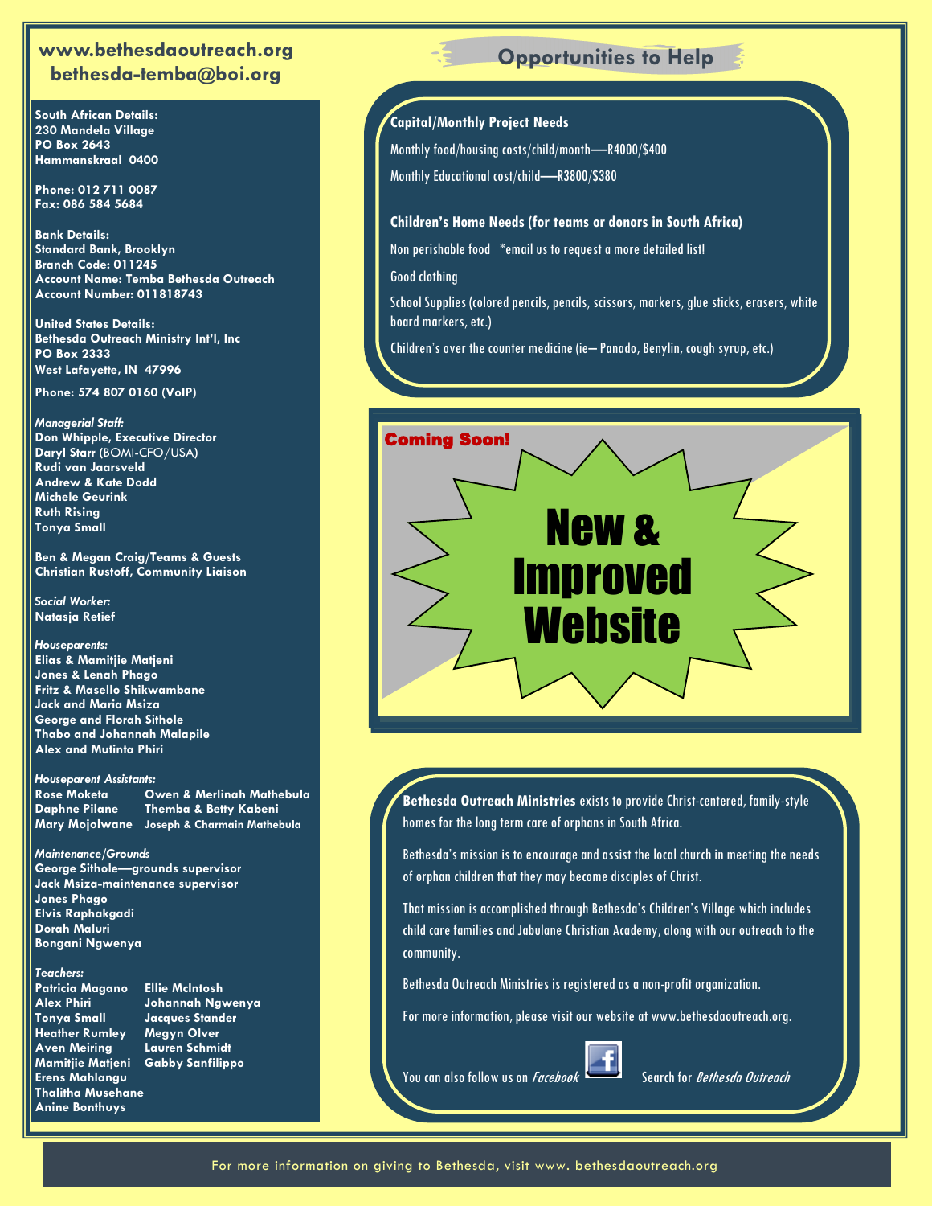**www.bethesdaoutreach.org**
**bethesda-temba@boi.org**

**South African Details:**
**230 Mandela Village**
**PO Box 2643**
**Hammanskraal 0400**

**Phone: 012 711 0087**
**Fax: 086 584 5684**

**Bank Details:**
**Standard Bank, Brooklyn**
**Branch Code: 011245**
**Account Name: Temba Bethesda Outreach**
**Account Number: 011818743**

**United States Details:**
**Bethesda Outreach Ministry Int'l, Inc**
**PO Box 2333**
**West Lafayette, IN 47996**

**Phone: 574 807 0160 (VoIP)**

*Managerial Staff:*
**Don Whipple, Executive Director**
**Daryl Starr** (BOMI-CFO/USA)
**Rudi van Jaarsveld**
**Andrew & Kate Dodd**
**Michele Geurink**
**Ruth Rising**
**Tonya Small**

**Ben & Megan Craig/Teams & Guests**
**Christian Rustoff, Community Liaison**

*Social Worker:*
**Natasja Retief**

*Houseparents:*
**Elias & Mamitjie Matjeni**
**Jones & Lenah Phago**
**Fritz & Masello Shikwambane**
**Jack and Maria Msiza**
**George and Florah Sithole**
**Thabo and Johannah Malapile**
**Alex and Mutinta Phiri**

*Houseparent Assistants:*
**Rose Moketa**
**Daphne Pilane**
**Mary Mojolwane**
**Owen & Merlinah Mathebula**
**Themba & Betty Kabeni**
**Joseph & Charmain Mathebula**

*Maintenance/Grounds*
**George Sithole—grounds supervisor**
**Jack Msiza-maintenance supervisor**
**Jones Phago**
**Elvis Raphakgadi**
**Dorah Maluri**
**Bongani Ngwenya**

*Teachers:*
**Patricia Magano**
**Alex Phiri**
**Tonya Small**
**Heather Rumley**
**Aven Meiring**
**Mamitjie Matjeni**
**Erens Mahlangu**
**Thalitha Musehane**
**Anine Bonthuys**
**Ellie McIntosh**
**Johannah Ngwenya**
**Jacques Stander**
**Megyn Olver**
**Lauren Schmidt**
**Gabby Sanfilippo**

## Opportunities to Help

**Capital/Monthly Project Needs**

Monthly food/housing costs/child/month—R4000/$400

Monthly Educational cost/child—R3800/$380

**Children's Home Needs (for teams or donors in South Africa)**

Non perishable food *email us to request a more detailed list!

Good clothing

School Supplies (colored pencils, pencils, scissors, markers, glue sticks, erasers, white board markers, etc.)

Children's over the counter medicine (ie— Panado, Benylin, cough syrup, etc.)

**Coming Soon!**

# New & Improved Website

**Bethesda Outreach Ministries** exists to provide Christ-centered, family-style homes for the long term care of orphans in South Africa.

Bethesda's mission is to encourage and assist the local church in meeting the needs of orphan children that they may become disciples of Christ.

That mission is accomplished through Bethesda's Children's Village which includes child care families and Jabulane Christian Academy, along with our outreach to the community.

Bethesda Outreach Ministries is registered as a non-profit organization.

For more information, please visit our website at www.bethesdaoutreach.org.

You can also follow us on *Facebook* Search for *Bethesda Outreach*

For more information on giving to Bethesda, visit www. bethesdaoutreach.org